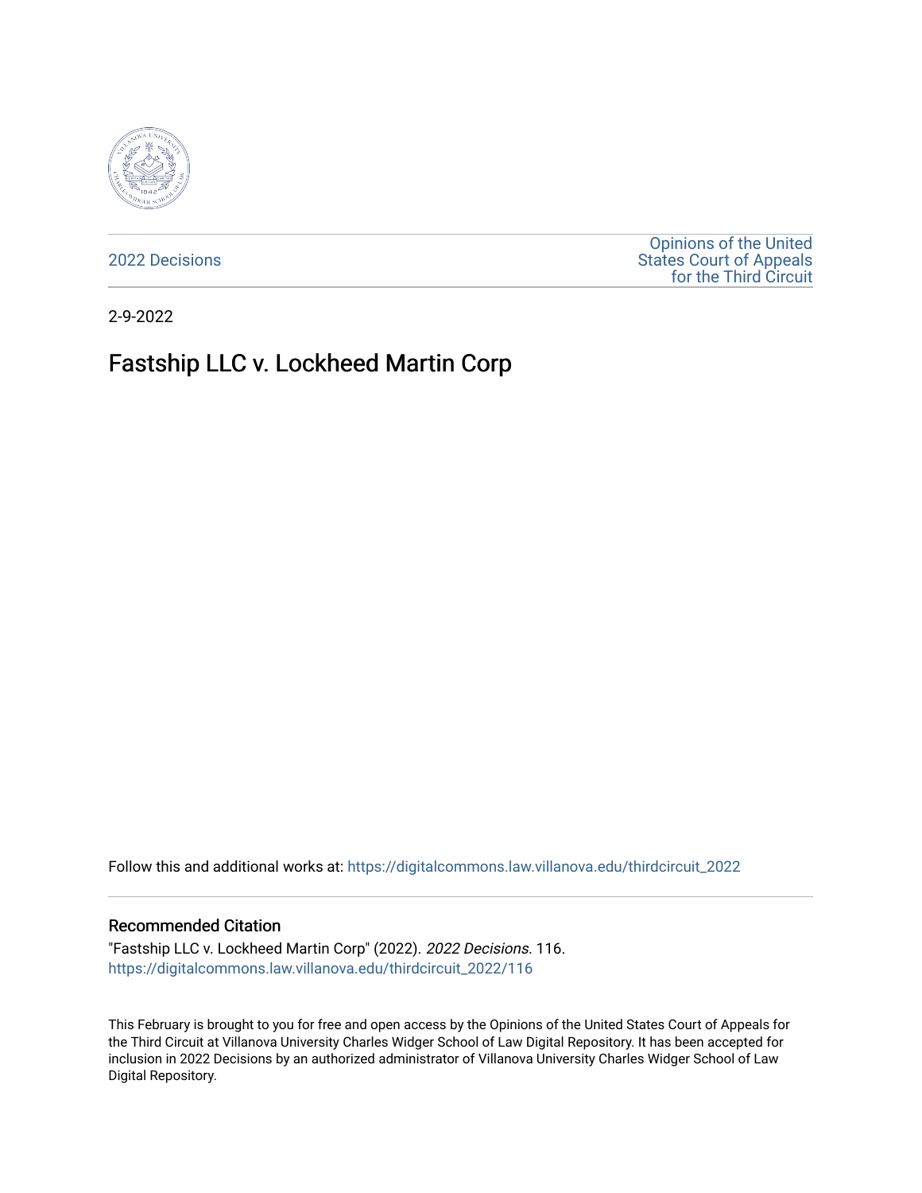2022 Decisions

Opinions of the United States Court of Appeals for the Third Circuit

2-9-2022

# Fastship LLC v. Lockheed Martin Corp

Follow this and additional works at: https://digitalcommons.law.villanova.edu/thirdcircuit_2022

## Recommended Citation

"Fastship LLC v. Lockheed Martin Corp" (2022). *2022 Decisions*. 116.
https://digitalcommons.law.villanova.edu/thirdcircuit_2022/116

This February is brought to you for free and open access by the Opinions of the United States Court of Appeals for the Third Circuit at Villanova University Charles Widger School of Law Digital Repository. It has been accepted for inclusion in 2022 Decisions by an authorized administrator of Villanova University Charles Widger School of Law Digital Repository.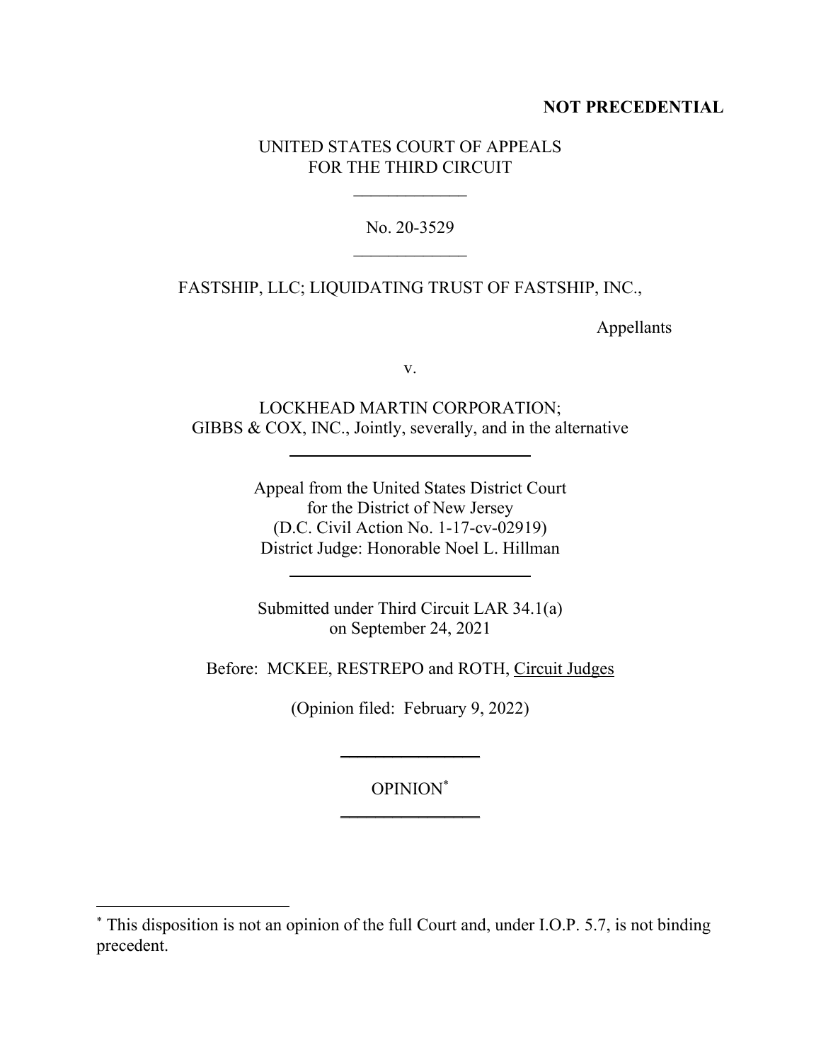**NOT PRECEDENTIAL**

UNITED STATES COURT OF APPEALS
FOR THE THIRD CIRCUIT

\_\_\_\_\_\_\_\_\_\_\_\_\_

No. 20-3529

\_\_\_\_\_\_\_\_\_\_\_\_\_

FASTSHIP, LLC; LIQUIDATING TRUST OF FASTSHIP, INC.,

Appellants

v.

LOCKHEAD MARTIN CORPORATION;
GIBBS & COX, INC., Jointly, severally, and in the alternative

---

Appeal from the United States District Court
for the District of New Jersey
(D.C. Civil Action No. 1-17-cv-02919)
District Judge: Honorable Noel L. Hillman

---

Submitted under Third Circuit LAR 34.1(a)
on September 24, 2021

Before: MCKEE, RESTREPO and ROTH, Circuit Judges

(Opinion filed: February 9, 2022)

---

OPINION[*]

---

[*] This disposition is not an opinion of the full Court and, under I.O.P. 5.7, is not binding precedent.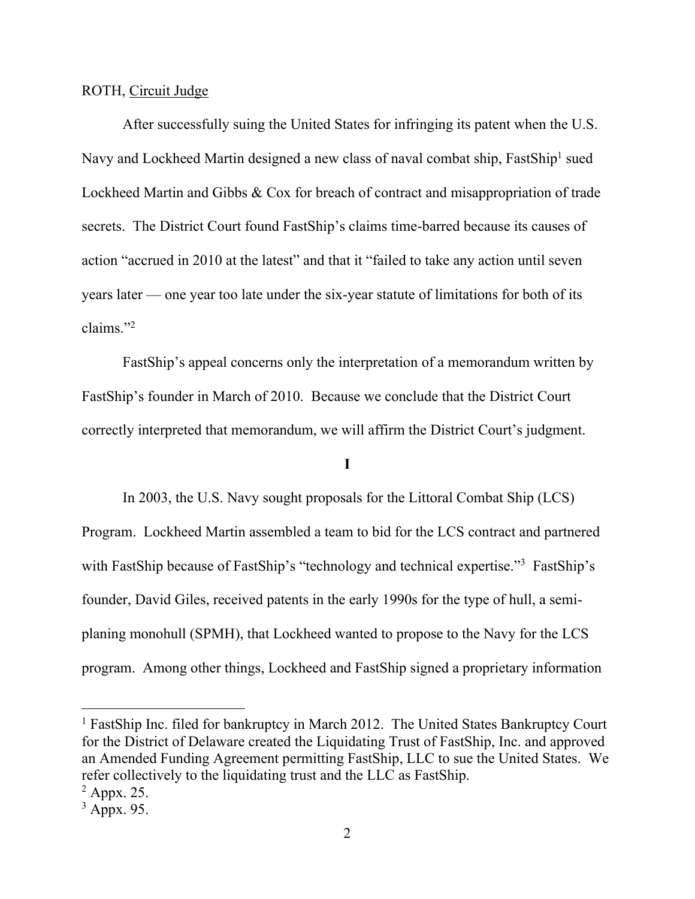ROTH, Circuit Judge

After successfully suing the United States for infringing its patent when the U.S. Navy and Lockheed Martin designed a new class of naval combat ship, FastShip[1] sued Lockheed Martin and Gibbs & Cox for breach of contract and misappropriation of trade secrets. The District Court found FastShip's claims time-barred because its causes of action "accrued in 2010 at the latest" and that it "failed to take any action until seven years later — one year too late under the six-year statute of limitations for both of its claims."[2]

FastShip's appeal concerns only the interpretation of a memorandum written by FastShip's founder in March of 2010. Because we conclude that the District Court correctly interpreted that memorandum, we will affirm the District Court's judgment.

## I

In 2003, the U.S. Navy sought proposals for the Littoral Combat Ship (LCS) Program. Lockheed Martin assembled a team to bid for the LCS contract and partnered with FastShip because of FastShip's "technology and technical expertise."[3] FastShip's founder, David Giles, received patents in the early 1990s for the type of hull, a semi-planing monohull (SPMH), that Lockheed wanted to propose to the Navy for the LCS program. Among other things, Lockheed and FastShip signed a proprietary information

---

[1] FastShip Inc. filed for bankruptcy in March 2012. The United States Bankruptcy Court for the District of Delaware created the Liquidating Trust of FastShip, Inc. and approved an Amended Funding Agreement permitting FastShip, LLC to sue the United States. We refer collectively to the liquidating trust and the LLC as FastShip.

[2] Appx. 25.

[3] Appx. 95.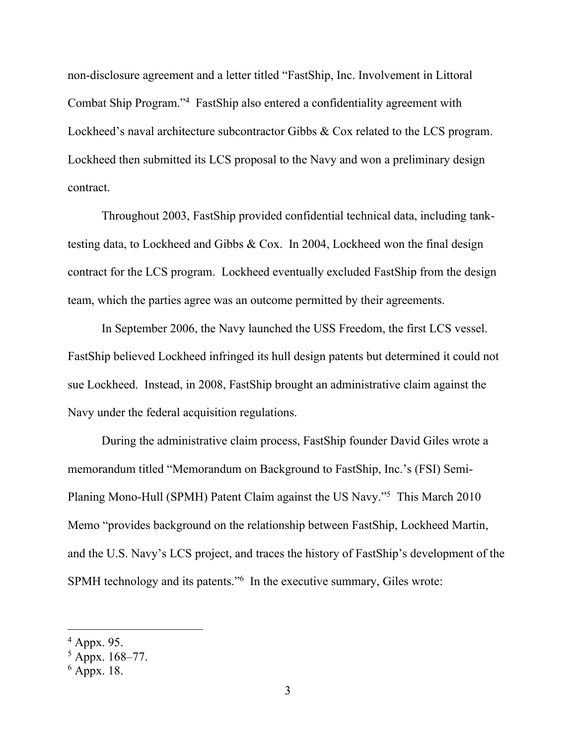non-disclosure agreement and a letter titled "FastShip, Inc. Involvement in Littoral Combat Ship Program."[4] FastShip also entered a confidentiality agreement with Lockheed's naval architecture subcontractor Gibbs & Cox related to the LCS program. Lockheed then submitted its LCS proposal to the Navy and won a preliminary design contract.

Throughout 2003, FastShip provided confidential technical data, including tank-testing data, to Lockheed and Gibbs & Cox. In 2004, Lockheed won the final design contract for the LCS program. Lockheed eventually excluded FastShip from the design team, which the parties agree was an outcome permitted by their agreements.

In September 2006, the Navy launched the USS Freedom, the first LCS vessel. FastShip believed Lockheed infringed its hull design patents but determined it could not sue Lockheed. Instead, in 2008, FastShip brought an administrative claim against the Navy under the federal acquisition regulations.

During the administrative claim process, FastShip founder David Giles wrote a memorandum titled "Memorandum on Background to FastShip, Inc.'s (FSI) Semi-Planing Mono-Hull (SPMH) Patent Claim against the US Navy."[5] This March 2010 Memo "provides background on the relationship between FastShip, Lockheed Martin, and the U.S. Navy's LCS project, and traces the history of FastShip's development of the SPMH technology and its patents."[6] In the executive summary, Giles wrote:

---

[4] Appx. 95.

[5] Appx. 168–77.

[6] Appx. 18.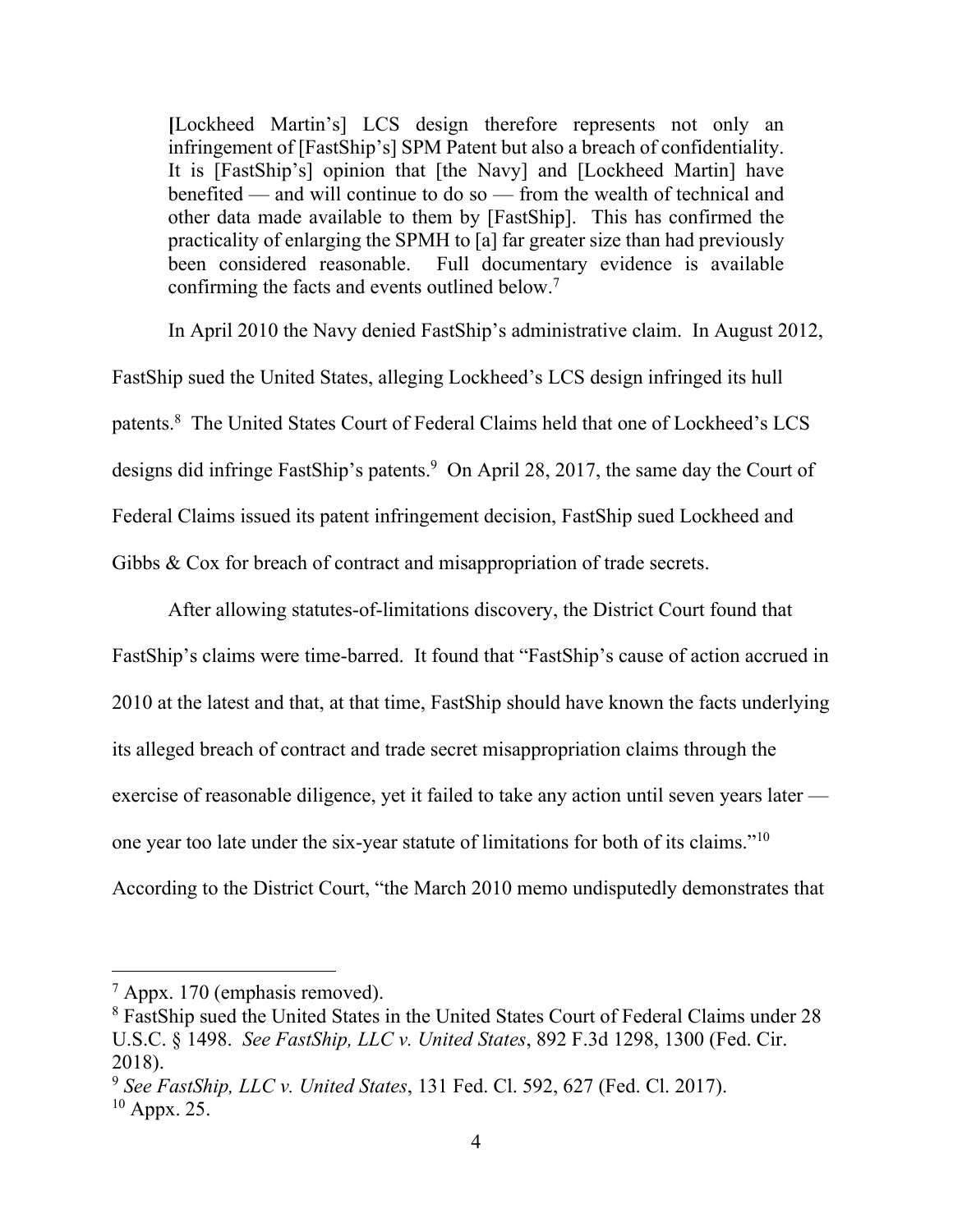> [Lockheed Martin's] LCS design therefore represents not only an infringement of [FastShip's] SPM Patent but also a breach of confidentiality. It is [FastShip's] opinion that [the Navy] and [Lockheed Martin] have benefited — and will continue to do so — from the wealth of technical and other data made available to them by [FastShip]. This has confirmed the practicality of enlarging the SPMH to [a] far greater size than had previously been considered reasonable. Full documentary evidence is available confirming the facts and events outlined below.[7]

In April 2010 the Navy denied FastShip's administrative claim. In August 2012, FastShip sued the United States, alleging Lockheed's LCS design infringed its hull patents.[8] The United States Court of Federal Claims held that one of Lockheed's LCS designs did infringe FastShip's patents.[9] On April 28, 2017, the same day the Court of Federal Claims issued its patent infringement decision, FastShip sued Lockheed and Gibbs & Cox for breach of contract and misappropriation of trade secrets.

After allowing statutes-of-limitations discovery, the District Court found that FastShip's claims were time-barred. It found that "FastShip's cause of action accrued in 2010 at the latest and that, at that time, FastShip should have known the facts underlying its alleged breach of contract and trade secret misappropriation claims through the exercise of reasonable diligence, yet it failed to take any action until seven years later — one year too late under the six-year statute of limitations for both of its claims."[10] According to the District Court, "the March 2010 memo undisputedly demonstrates that

---

[7] Appx. 170 (emphasis removed).

[8] FastShip sued the United States in the United States Court of Federal Claims under 28 U.S.C. § 1498. *See FastShip, LLC v. United States*, 892 F.3d 1298, 1300 (Fed. Cir. 2018).

[9] *See FastShip, LLC v. United States*, 131 Fed. Cl. 592, 627 (Fed. Cl. 2017).

[10] Appx. 25.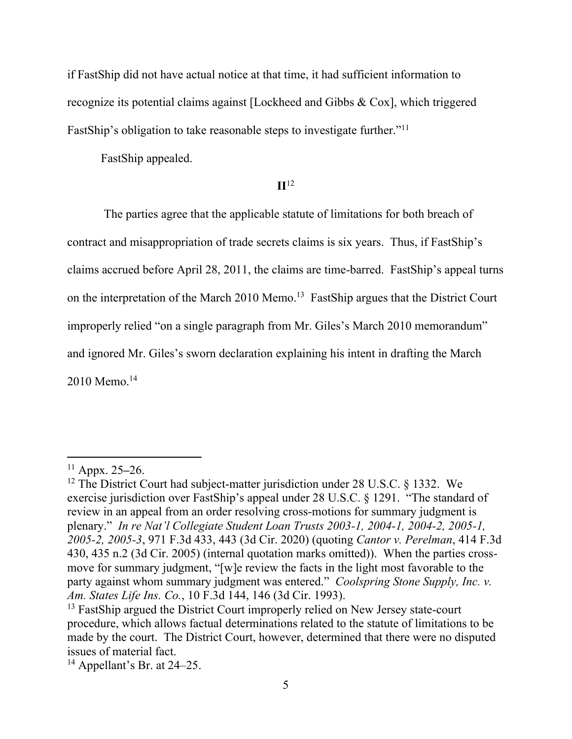if FastShip did not have actual notice at that time, it had sufficient information to recognize its potential claims against [Lockheed and Gibbs & Cox], which triggered FastShip's obligation to take reasonable steps to investigate further."[11]

FastShip appealed.

## II[12]

The parties agree that the applicable statute of limitations for both breach of contract and misappropriation of trade secrets claims is six years. Thus, if FastShip's claims accrued before April 28, 2011, the claims are time-barred. FastShip's appeal turns on the interpretation of the March 2010 Memo.[13] FastShip argues that the District Court improperly relied "on a single paragraph from Mr. Giles's March 2010 memorandum" and ignored Mr. Giles's sworn declaration explaining his intent in drafting the March 2010 Memo.[14]

---

[11] Appx. 25–26.

[12] The District Court had subject-matter jurisdiction under 28 U.S.C. § 1332. We exercise jurisdiction over FastShip's appeal under 28 U.S.C. § 1291. "The standard of review in an appeal from an order resolving cross-motions for summary judgment is plenary." *In re Nat'l Collegiate Student Loan Trusts 2003-1, 2004-1, 2004-2, 2005-1, 2005-2, 2005-3*, 971 F.3d 433, 443 (3d Cir. 2020) (quoting *Cantor v. Perelman*, 414 F.3d 430, 435 n.2 (3d Cir. 2005) (internal quotation marks omitted)). When the parties cross-move for summary judgment, "[w]e review the facts in the light most favorable to the party against whom summary judgment was entered." *Coolspring Stone Supply, Inc. v. Am. States Life Ins. Co.*, 10 F.3d 144, 146 (3d Cir. 1993).

[13] FastShip argued the District Court improperly relied on New Jersey state-court procedure, which allows factual determinations related to the statute of limitations to be made by the court. The District Court, however, determined that there were no disputed issues of material fact.

[14] Appellant's Br. at 24–25.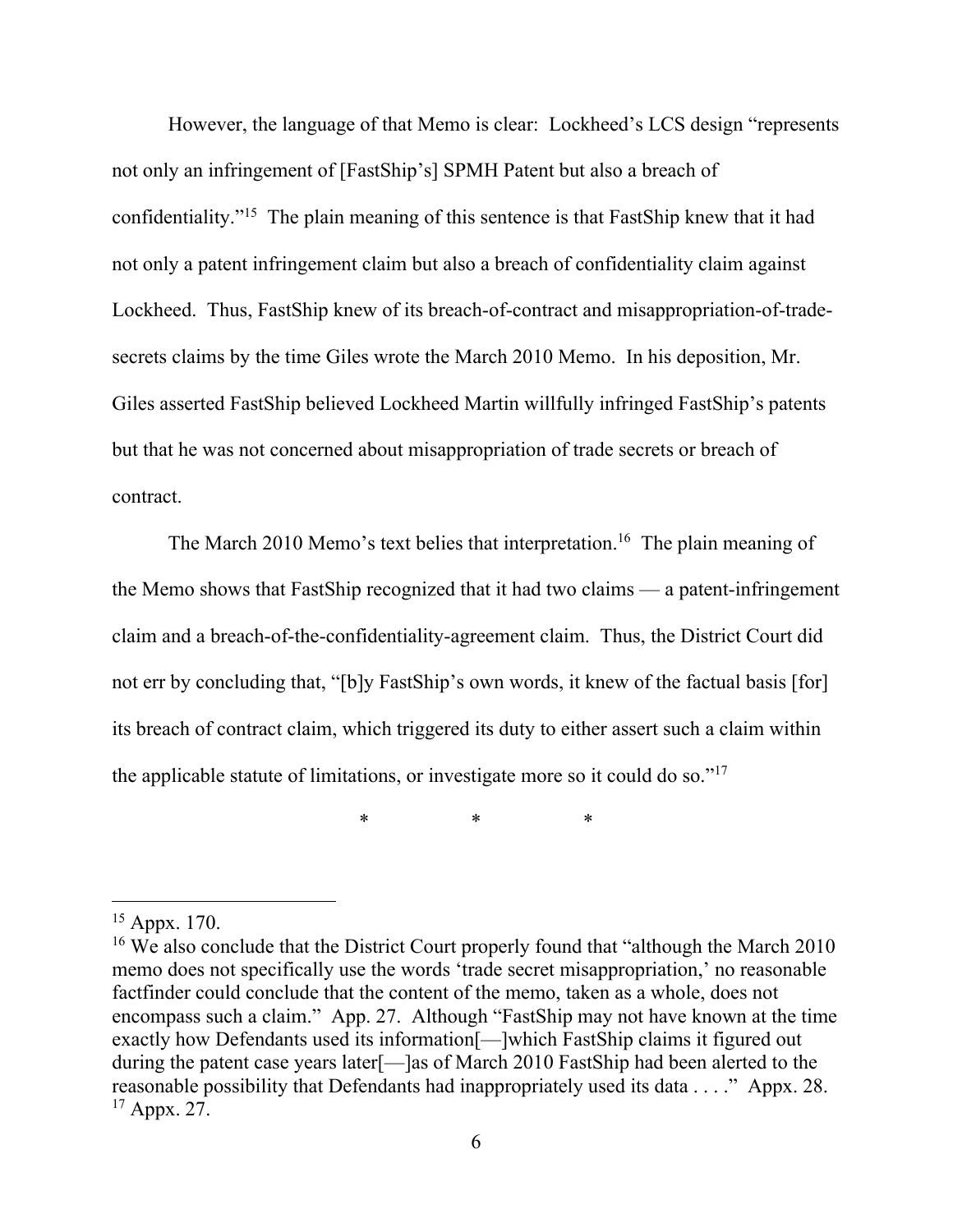However, the language of that Memo is clear: Lockheed's LCS design "represents not only an infringement of [FastShip's] SPMH Patent but also a breach of confidentiality."[15] The plain meaning of this sentence is that FastShip knew that it had not only a patent infringement claim but also a breach of confidentiality claim against Lockheed. Thus, FastShip knew of its breach-of-contract and misappropriation-of-trade-secrets claims by the time Giles wrote the March 2010 Memo. In his deposition, Mr. Giles asserted FastShip believed Lockheed Martin willfully infringed FastShip's patents but that he was not concerned about misappropriation of trade secrets or breach of contract.

The March 2010 Memo's text belies that interpretation.[16] The plain meaning of the Memo shows that FastShip recognized that it had two claims — a patent-infringement claim and a breach-of-the-confidentiality-agreement claim. Thus, the District Court did not err by concluding that, "[b]y FastShip's own words, it knew of the factual basis [for] its breach of contract claim, which triggered its duty to either assert such a claim within the applicable statute of limitations, or investigate more so it could do so."[17]

\* \* \*

---

[15] Appx. 170.

[16] We also conclude that the District Court properly found that "although the March 2010 memo does not specifically use the words 'trade secret misappropriation,' no reasonable factfinder could conclude that the content of the memo, taken as a whole, does not encompass such a claim." App. 27. Although "FastShip may not have known at the time exactly how Defendants used its information[—]which FastShip claims it figured out during the patent case years later[—]as of March 2010 FastShip had been alerted to the reasonable possibility that Defendants had inappropriately used its data . . . ." Appx. 28.

[17] Appx. 27.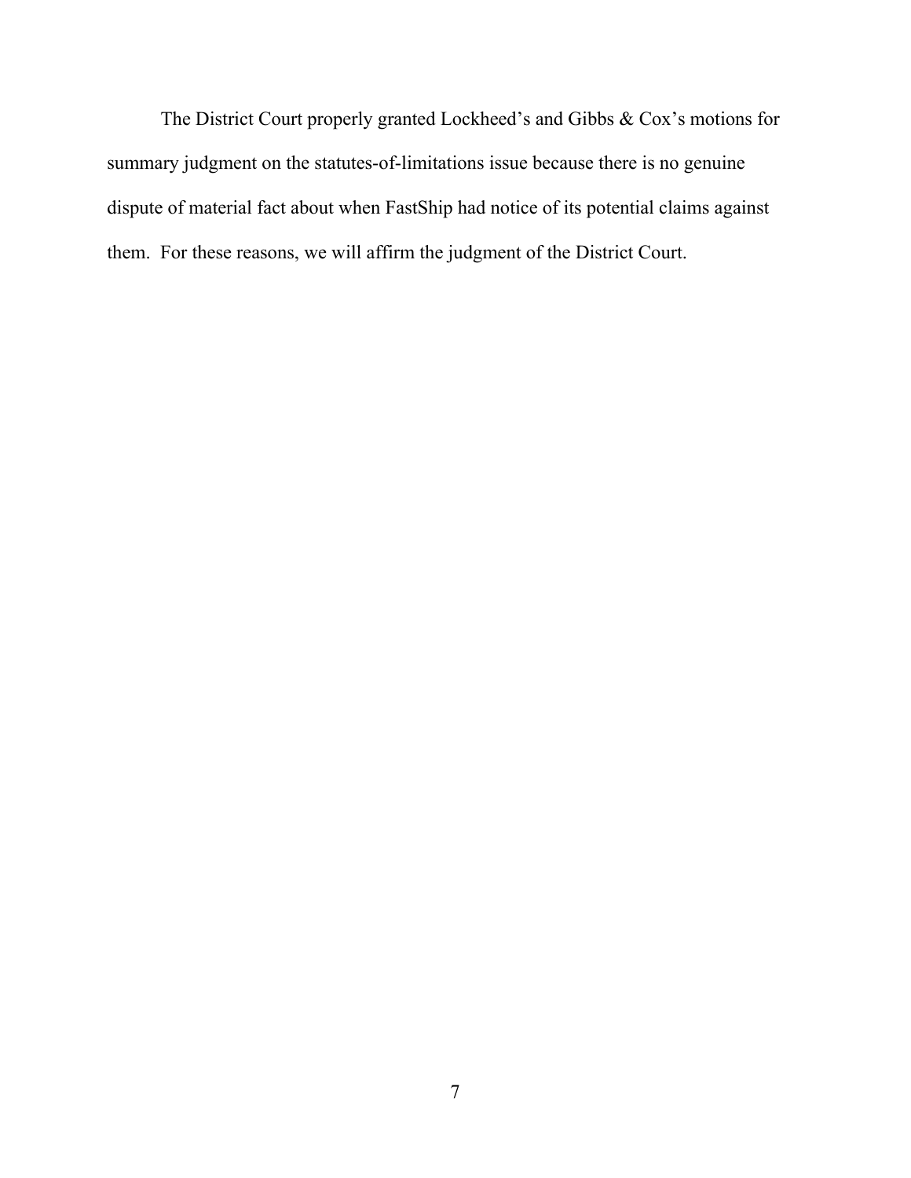The District Court properly granted Lockheed's and Gibbs & Cox's motions for summary judgment on the statutes-of-limitations issue because there is no genuine dispute of material fact about when FastShip had notice of its potential claims against them. For these reasons, we will affirm the judgment of the District Court.